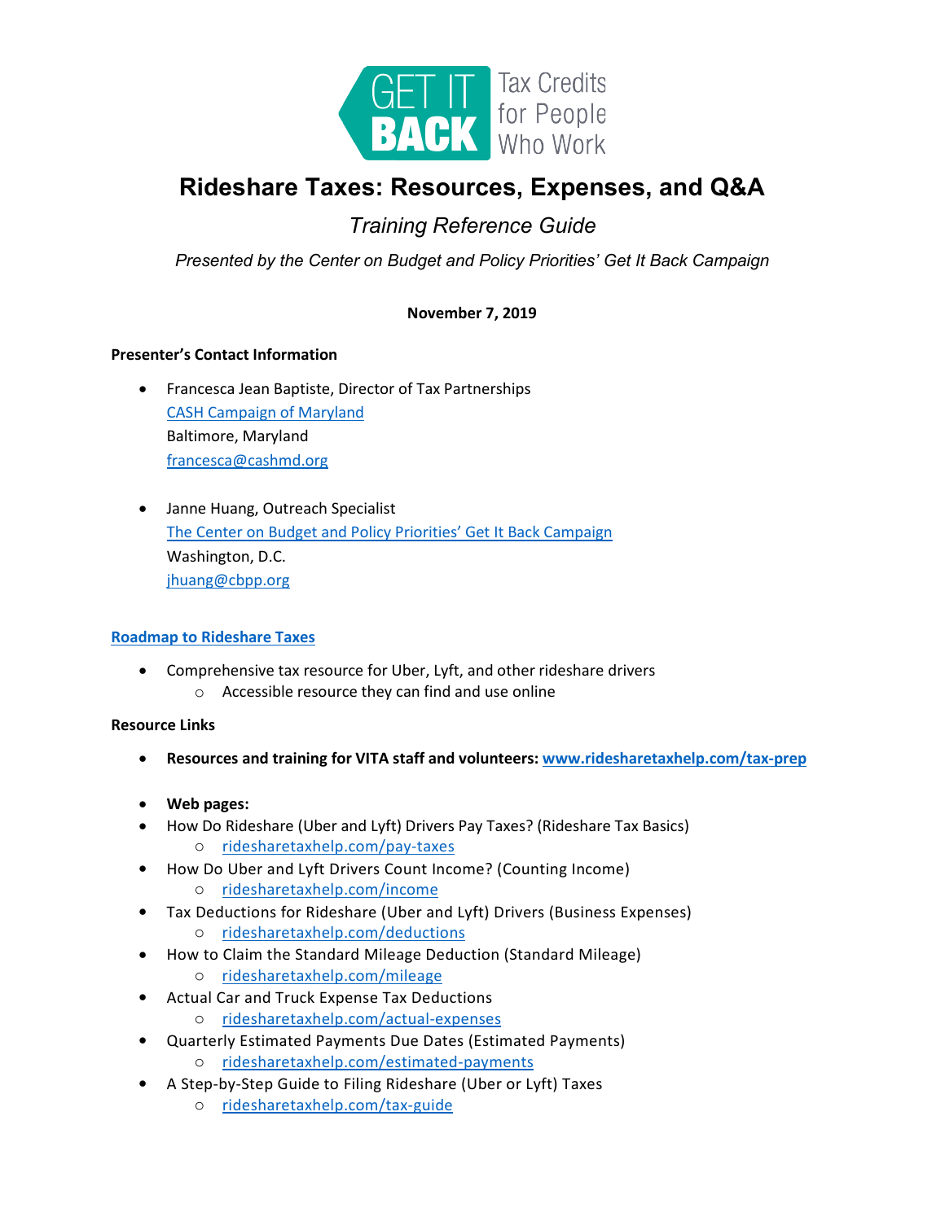GET IT BACK Tax Credits for People Who Work

# Rideshare Taxes: Resources, Expenses, and Q&A

## *Training Reference Guide*

*Presented by the Center on Budget and Policy Priorities' Get It Back Campaign*

**November 7, 2019**

**Presenter's Contact Information**

- Francesca Jean Baptiste, Director of Tax Partnerships
  CASH Campaign of Maryland
  Baltimore, Maryland
  francesca@cashmd.org

- Janne Huang, Outreach Specialist
  The Center on Budget and Policy Priorities' Get It Back Campaign
  Washington, D.C.
  jhuang@cbpp.org

**Roadmap to Rideshare Taxes**

- Comprehensive tax resource for Uber, Lyft, and other rideshare drivers
  - Accessible resource they can find and use online

**Resource Links**

- **Resources and training for VITA staff and volunteers: www.ridesharetaxhelp.com/tax-prep**

- **Web pages:**
- How Do Rideshare (Uber and Lyft) Drivers Pay Taxes? (Rideshare Tax Basics)
  - ridesharetaxhelp.com/pay-taxes
- How Do Uber and Lyft Drivers Count Income? (Counting Income)
  - ridesharetaxhelp.com/income
- Tax Deductions for Rideshare (Uber and Lyft) Drivers (Business Expenses)
  - ridesharetaxhelp.com/deductions
- How to Claim the Standard Mileage Deduction (Standard Mileage)
  - ridesharetaxhelp.com/mileage
- Actual Car and Truck Expense Tax Deductions
  - ridesharetaxhelp.com/actual-expenses
- Quarterly Estimated Payments Due Dates (Estimated Payments)
  - ridesharetaxhelp.com/estimated-payments
- A Step-by-Step Guide to Filing Rideshare (Uber or Lyft) Taxes
  - ridesharetaxhelp.com/tax-guide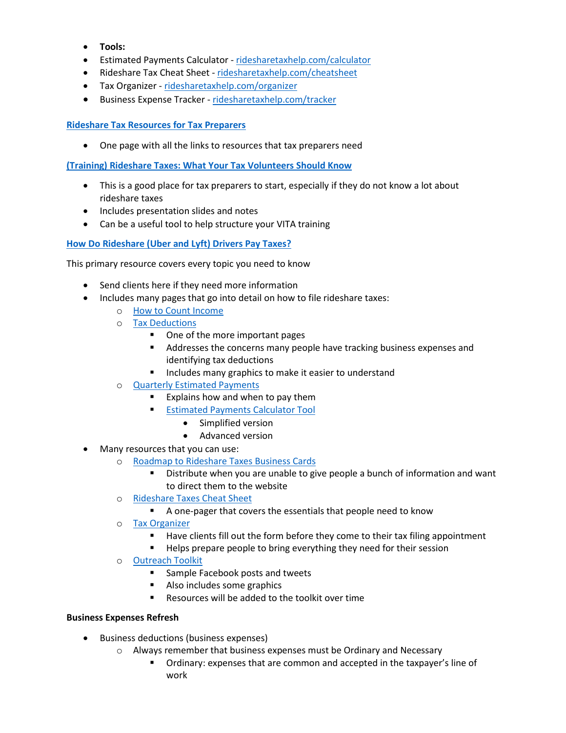- **Tools:**
- Estimated Payments Calculator - [ridesharetaxhelp.com/calculator](ridesharetaxhelp.com/calculator)
- Rideshare Tax Cheat Sheet - [ridesharetaxhelp.com/cheatsheet](ridesharetaxhelp.com/cheatsheet)
- Tax Organizer - [ridesharetaxhelp.com/organizer](ridesharetaxhelp.com/organizer)
- Business Expense Tracker - [ridesharetaxhelp.com/tracker](ridesharetaxhelp.com/tracker)

**Rideshare Tax Resources for Tax Preparers**

- One page with all the links to resources that tax preparers need

**(Training) Rideshare Taxes: What Your Tax Volunteers Should Know**

- This is a good place for tax preparers to start, especially if they do not know a lot about rideshare taxes
- Includes presentation slides and notes
- Can be a useful tool to help structure your VITA training

**How Do Rideshare (Uber and Lyft) Drivers Pay Taxes?**

This primary resource covers every topic you need to know

- Send clients here if they need more information
- Includes many pages that go into detail on how to file rideshare taxes:
  - How to Count Income
  - Tax Deductions
    - One of the more important pages
    - Addresses the concerns many people have tracking business expenses and identifying tax deductions
    - Includes many graphics to make it easier to understand
  - Quarterly Estimated Payments
    - Explains how and when to pay them
    - Estimated Payments Calculator Tool
      - Simplified version
      - Advanced version
- Many resources that you can use:
  - Roadmap to Rideshare Taxes Business Cards
    - Distribute when you are unable to give people a bunch of information and want to direct them to the website
  - Rideshare Taxes Cheat Sheet
    - A one-pager that covers the essentials that people need to know
  - Tax Organizer
    - Have clients fill out the form before they come to their tax filing appointment
    - Helps prepare people to bring everything they need for their session
  - Outreach Toolkit
    - Sample Facebook posts and tweets
    - Also includes some graphics
    - Resources will be added to the toolkit over time

**Business Expenses Refresh**

- Business deductions (business expenses)
  - Always remember that business expenses must be Ordinary and Necessary
    - Ordinary: expenses that are common and accepted in the taxpayer's line of work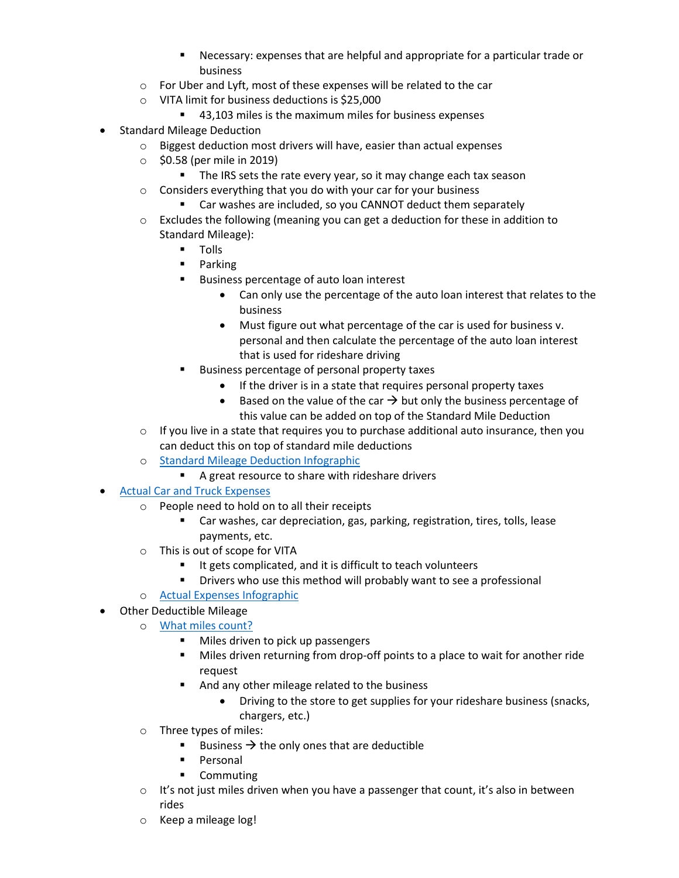- Necessary: expenses that are helpful and appropriate for a particular trade or business
    - For Uber and Lyft, most of these expenses will be related to the car
    - VITA limit for business deductions is $25,000
        - 43,103 miles is the maximum miles for business expenses
- Standard Mileage Deduction
    - Biggest deduction most drivers will have, easier than actual expenses
    - $0.58 (per mile in 2019)
        - The IRS sets the rate every year, so it may change each tax season
    - Considers everything that you do with your car for your business
        - Car washes are included, so you CANNOT deduct them separately
    - Excludes the following (meaning you can get a deduction for these in addition to Standard Mileage):
        - Tolls
        - Parking
        - Business percentage of auto loan interest
            - Can only use the percentage of the auto loan interest that relates to the business
            - Must figure out what percentage of the car is used for business v. personal and then calculate the percentage of the auto loan interest that is used for rideshare driving
        - Business percentage of personal property taxes
            - If the driver is in a state that requires personal property taxes
            - Based on the value of the car → but only the business percentage of this value can be added on top of the Standard Mile Deduction
    - If you live in a state that requires you to purchase additional auto insurance, then you can deduct this on top of standard mile deductions
    - [Standard Mileage Deduction Infographic]
        - A great resource to share with rideshare drivers
- [Actual Car and Truck Expenses]
    - People need to hold on to all their receipts
        - Car washes, car depreciation, gas, parking, registration, tires, tolls, lease payments, etc.
    - This is out of scope for VITA
        - It gets complicated, and it is difficult to teach volunteers
        - Drivers who use this method will probably want to see a professional
    - [Actual Expenses Infographic]
- Other Deductible Mileage
    - [What miles count?]
        - Miles driven to pick up passengers
        - Miles driven returning from drop-off points to a place to wait for another ride request
        - And any other mileage related to the business
            - Driving to the store to get supplies for your rideshare business (snacks, chargers, etc.)
    - Three types of miles:
        - Business → the only ones that are deductible
        - Personal
        - Commuting
    - It's not just miles driven when you have a passenger that count, it's also in between rides
    - Keep a mileage log!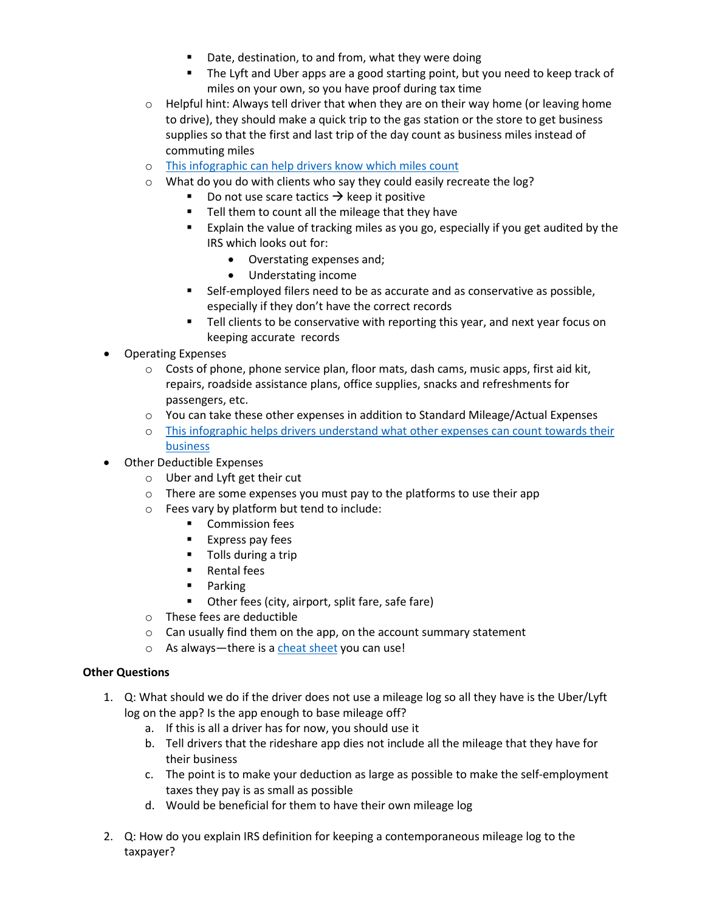- Date, destination, to and from, what they were doing
        - The Lyft and Uber apps are a good starting point, but you need to keep track of miles on your own, so you have proof during tax time
    - Helpful hint: Always tell driver that when they are on their way home (or leaving home to drive), they should make a quick trip to the gas station or the store to get business supplies so that the first and last trip of the day count as business miles instead of commuting miles
    - This infographic can help drivers know which miles count
    - What do you do with clients who say they could easily recreate the log?
        - Do not use scare tactics → keep it positive
        - Tell them to count all the mileage that they have
        - Explain the value of tracking miles as you go, especially if you get audited by the IRS which looks out for:
            - Overstating expenses and;
            - Understating income
        - Self-employed filers need to be as accurate and as conservative as possible, especially if they don't have the correct records
        - Tell clients to be conservative with reporting this year, and next year focus on keeping accurate records
- Operating Expenses
    - Costs of phone, phone service plan, floor mats, dash cams, music apps, first aid kit, repairs, roadside assistance plans, office supplies, snacks and refreshments for passengers, etc.
    - You can take these other expenses in addition to Standard Mileage/Actual Expenses
    - This infographic helps drivers understand what other expenses can count towards their business
- Other Deductible Expenses
    - Uber and Lyft get their cut
    - There are some expenses you must pay to the platforms to use their app
    - Fees vary by platform but tend to include:
        - Commission fees
        - Express pay fees
        - Tolls during a trip
        - Rental fees
        - Parking
        - Other fees (city, airport, split fare, safe fare)
    - These fees are deductible
    - Can usually find them on the app, on the account summary statement
    - As always—there is a cheat sheet you can use!

**Other Questions**

1. Q: What should we do if the driver does not use a mileage log so all they have is the Uber/Lyft log on the app? Is the app enough to base mileage off?
    a. If this is all a driver has for now, you should use it
    b. Tell drivers that the rideshare app dies not include all the mileage that they have for their business
    c. The point is to make your deduction as large as possible to make the self-employment taxes they pay is as small as possible
    d. Would be beneficial for them to have their own mileage log

2. Q: How do you explain IRS definition for keeping a contemporaneous mileage log to the taxpayer?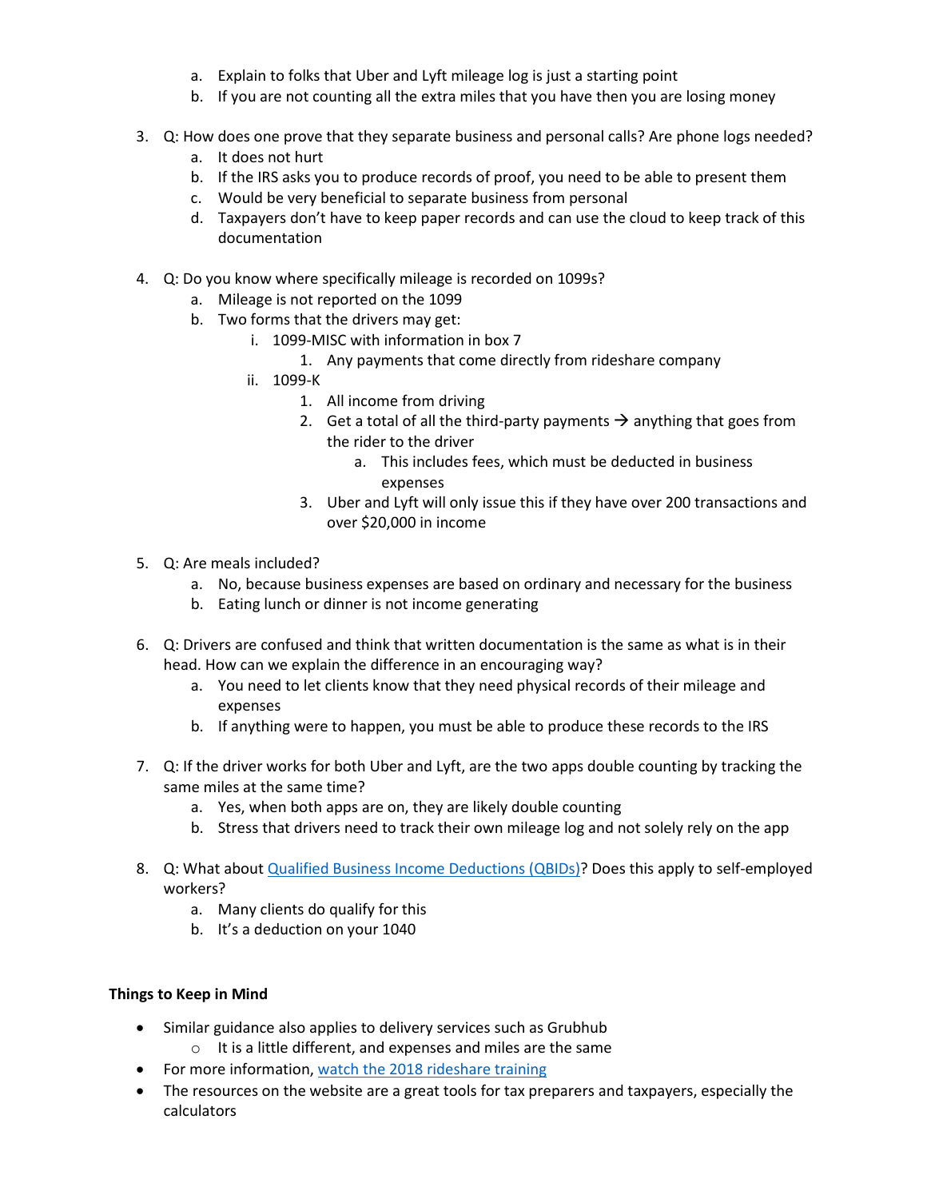a. Explain to folks that Uber and Lyft mileage log is just a starting point
   b. If you are not counting all the extra miles that you have then you are losing money

3. Q: How does one prove that they separate business and personal calls? Are phone logs needed?
   a. It does not hurt
   b. If the IRS asks you to produce records of proof, you need to be able to present them
   c. Would be very beneficial to separate business from personal
   d. Taxpayers don't have to keep paper records and can use the cloud to keep track of this documentation

4. Q: Do you know where specifically mileage is recorded on 1099s?
   a. Mileage is not reported on the 1099
   b. Two forms that the drivers may get:
      i. 1099-MISC with information in box 7
         1. Any payments that come directly from rideshare company
      ii. 1099-K
         1. All income from driving
         2. Get a total of all the third-party payments → anything that goes from the rider to the driver
            a. This includes fees, which must be deducted in business expenses
         3. Uber and Lyft will only issue this if they have over 200 transactions and over $20,000 in income

5. Q: Are meals included?
   a. No, because business expenses are based on ordinary and necessary for the business
   b. Eating lunch or dinner is not income generating

6. Q: Drivers are confused and think that written documentation is the same as what is in their head. How can we explain the difference in an encouraging way?
   a. You need to let clients know that they need physical records of their mileage and expenses
   b. If anything were to happen, you must be able to produce these records to the IRS

7. Q: If the driver works for both Uber and Lyft, are the two apps double counting by tracking the same miles at the same time?
   a. Yes, when both apps are on, they are likely double counting
   b. Stress that drivers need to track their own mileage log and not solely rely on the app

8. Q: What about Qualified Business Income Deductions (QBIDs)? Does this apply to self-employed workers?
   a. Many clients do qualify for this
   b. It's a deduction on your 1040

**Things to Keep in Mind**

- Similar guidance also applies to delivery services such as Grubhub
  - It is a little different, and expenses and miles are the same
- For more information, watch the 2018 rideshare training
- The resources on the website are a great tools for tax preparers and taxpayers, especially the calculators